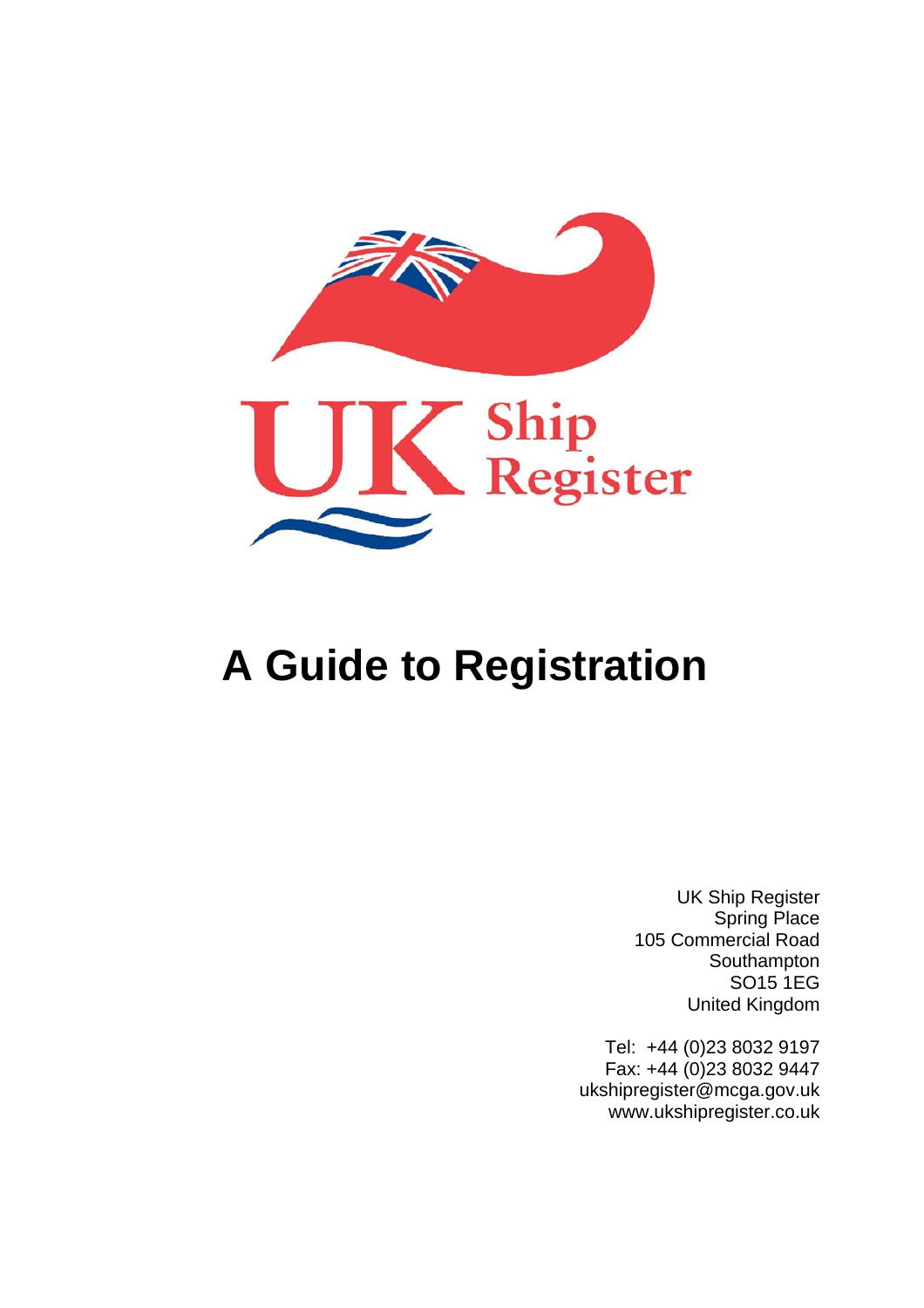UK Ship Register

# A Guide to Registration

UK Ship Register
Spring Place
105 Commercial Road
Southampton
SO15 1EG
United Kingdom

Tel: +44 (0)23 8032 9197
Fax: +44 (0)23 8032 9447
ukshipregister@mcga.gov.uk
www.ukshipregister.co.uk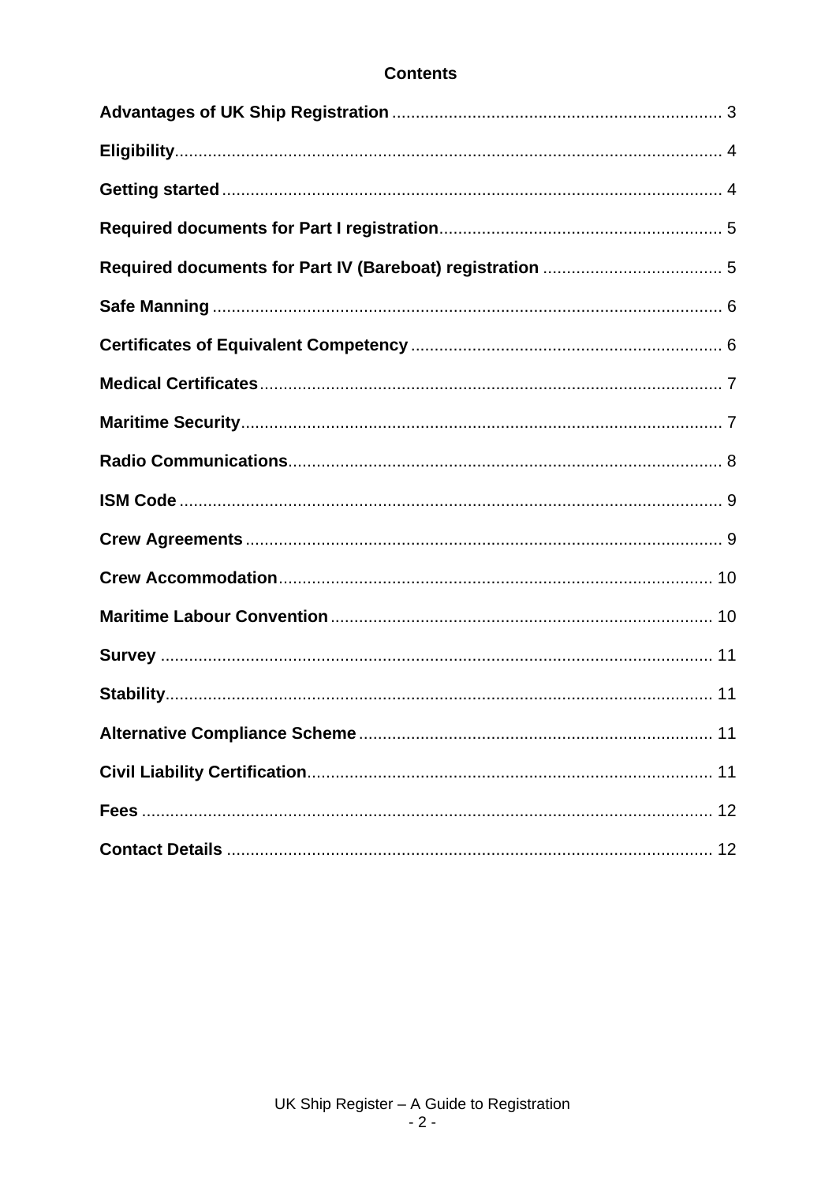## Contents

**Advantages of UK Ship Registration** ..................................................................... 3

**Eligibility**.................................................................................................................. 4

**Getting started** ......................................................................................................... 4

**Required documents for Part I registration**........................................................... 5

**Required documents for Part IV (Bareboat) registration** ...................................... 5

**Safe Manning** ........................................................................................................... 6

**Certificates of Equivalent Competency** ................................................................. 6

**Medical Certificates**................................................................................................. 7

**Maritime Security**..................................................................................................... 7

**Radio Communications**........................................................................................... 8

**ISM Code** .................................................................................................................. 9

**Crew Agreements** .................................................................................................... 9

**Crew Accommodation**........................................................................................... 10

**Maritime Labour Convention** ................................................................................ 10

**Survey** .................................................................................................................... 11

**Stability**.................................................................................................................. 11

**Alternative Compliance Scheme** .......................................................................... 11

**Civil Liability Certification**..................................................................................... 11

**Fees** ........................................................................................................................ 12

**Contact Details** ...................................................................................................... 12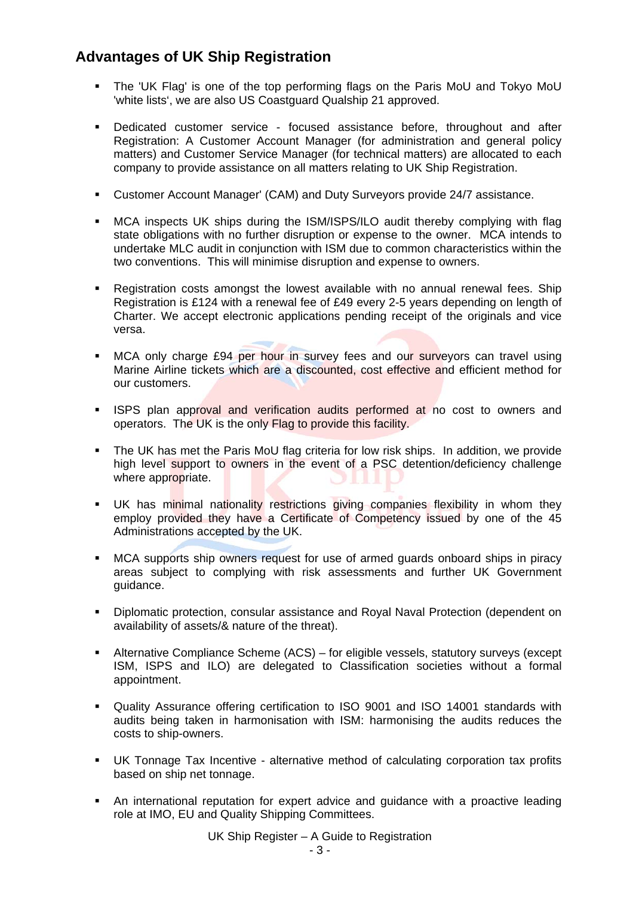## Advantages of UK Ship Registration

- The 'UK Flag' is one of the top performing flags on the Paris MoU and Tokyo MoU 'white lists', we are also US Coastguard Qualship 21 approved.

- Dedicated customer service - focused assistance before, throughout and after Registration: A Customer Account Manager (for administration and general policy matters) and Customer Service Manager (for technical matters) are allocated to each company to provide assistance on all matters relating to UK Ship Registration.

- Customer Account Manager' (CAM) and Duty Surveyors provide 24/7 assistance.

- MCA inspects UK ships during the ISM/ISPS/ILO audit thereby complying with flag state obligations with no further disruption or expense to the owner. MCA intends to undertake MLC audit in conjunction with ISM due to common characteristics within the two conventions. This will minimise disruption and expense to owners.

- Registration costs amongst the lowest available with no annual renewal fees. Ship Registration is £124 with a renewal fee of £49 every 2-5 years depending on length of Charter. We accept electronic applications pending receipt of the originals and vice versa.

- MCA only charge £94 per hour in survey fees and our surveyors can travel using Marine Airline tickets which are a discounted, cost effective and efficient method for our customers.

- ISPS plan approval and verification audits performed at no cost to owners and operators. The UK is the only Flag to provide this facility.

- The UK has met the Paris MoU flag criteria for low risk ships. In addition, we provide high level support to owners in the event of a PSC detention/deficiency challenge where appropriate.

- UK has minimal nationality restrictions giving companies flexibility in whom they employ provided they have a Certificate of Competency issued by one of the 45 Administrations accepted by the UK.

- MCA supports ship owners request for use of armed guards onboard ships in piracy areas subject to complying with risk assessments and further UK Government guidance.

- Diplomatic protection, consular assistance and Royal Naval Protection (dependent on availability of assets/& nature of the threat).

- Alternative Compliance Scheme (ACS) – for eligible vessels, statutory surveys (except ISM, ISPS and ILO) are delegated to Classification societies without a formal appointment.

- Quality Assurance offering certification to ISO 9001 and ISO 14001 standards with audits being taken in harmonisation with ISM: harmonising the audits reduces the costs to ship-owners.

- UK Tonnage Tax Incentive - alternative method of calculating corporation tax profits based on ship net tonnage.

- An international reputation for expert advice and guidance with a proactive leading role at IMO, EU and Quality Shipping Committees.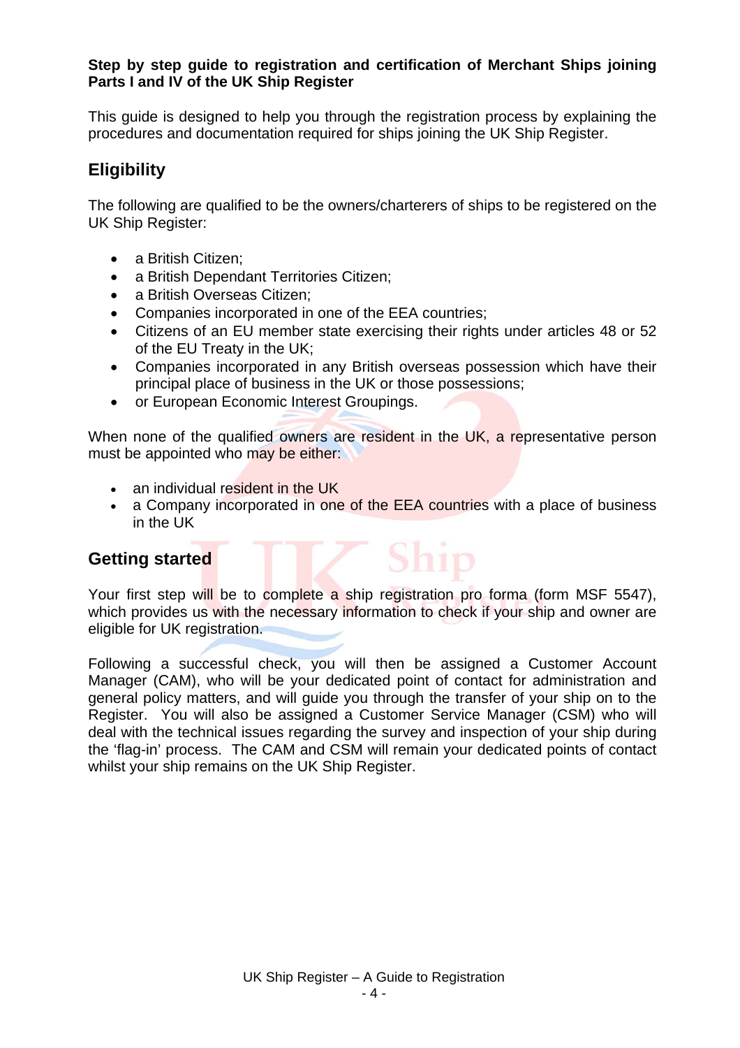**Step by step guide to registration and certification of Merchant Ships joining Parts I and IV of the UK Ship Register**

This guide is designed to help you through the registration process by explaining the procedures and documentation required for ships joining the UK Ship Register.

## Eligibility

The following are qualified to be the owners/charterers of ships to be registered on the UK Ship Register:

- a British Citizen;
- a British Dependant Territories Citizen;
- a British Overseas Citizen;
- Companies incorporated in one of the EEA countries;
- Citizens of an EU member state exercising their rights under articles 48 or 52 of the EU Treaty in the UK;
- Companies incorporated in any British overseas possession which have their principal place of business in the UK or those possessions;
- or European Economic Interest Groupings.

When none of the qualified owners are resident in the UK, a representative person must be appointed who may be either:

- an individual resident in the UK
- a Company incorporated in one of the EEA countries with a place of business in the UK

## Getting started

Your first step will be to complete a ship registration pro forma (form MSF 5547), which provides us with the necessary information to check if your ship and owner are eligible for UK registration.

Following a successful check, you will then be assigned a Customer Account Manager (CAM), who will be your dedicated point of contact for administration and general policy matters, and will guide you through the transfer of your ship on to the Register. You will also be assigned a Customer Service Manager (CSM) who will deal with the technical issues regarding the survey and inspection of your ship during the 'flag-in' process. The CAM and CSM will remain your dedicated points of contact whilst your ship remains on the UK Ship Register.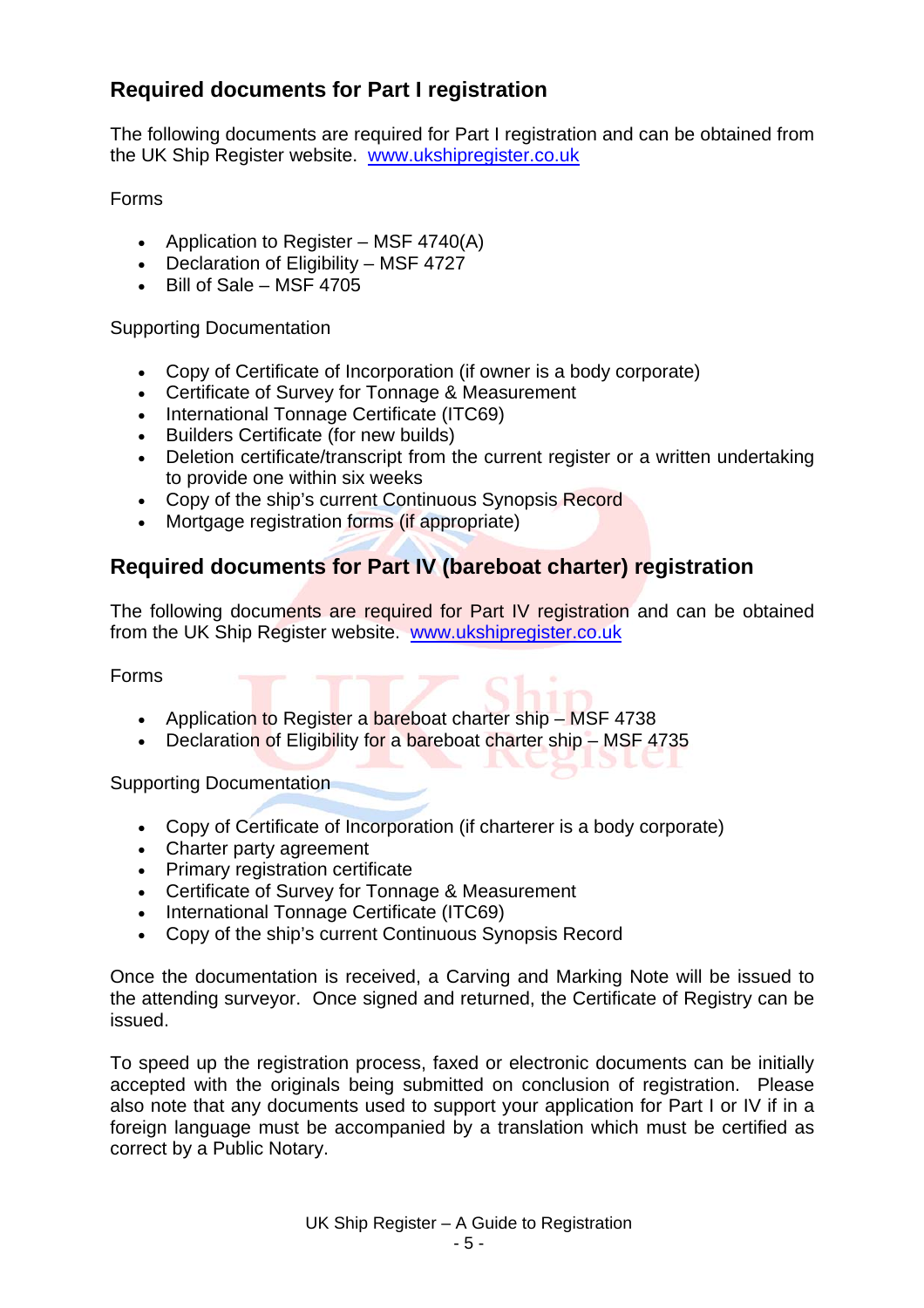## Required documents for Part I registration

The following documents are required for Part I registration and can be obtained from the UK Ship Register website. www.ukshipregister.co.uk

Forms

- Application to Register – MSF 4740(A)
- Declaration of Eligibility – MSF 4727
- Bill of Sale – MSF 4705

Supporting Documentation

- Copy of Certificate of Incorporation (if owner is a body corporate)
- Certificate of Survey for Tonnage & Measurement
- International Tonnage Certificate (ITC69)
- Builders Certificate (for new builds)
- Deletion certificate/transcript from the current register or a written undertaking to provide one within six weeks
- Copy of the ship's current Continuous Synopsis Record
- Mortgage registration forms (if appropriate)

## Required documents for Part IV (bareboat charter) registration

The following documents are required for Part IV registration and can be obtained from the UK Ship Register website. www.ukshipregister.co.uk

Forms

- Application to Register a bareboat charter ship – MSF 4738
- Declaration of Eligibility for a bareboat charter ship – MSF 4735

Supporting Documentation

- Copy of Certificate of Incorporation (if charterer is a body corporate)
- Charter party agreement
- Primary registration certificate
- Certificate of Survey for Tonnage & Measurement
- International Tonnage Certificate (ITC69)
- Copy of the ship's current Continuous Synopsis Record

Once the documentation is received, a Carving and Marking Note will be issued to the attending surveyor. Once signed and returned, the Certificate of Registry can be issued.

To speed up the registration process, faxed or electronic documents can be initially accepted with the originals being submitted on conclusion of registration. Please also note that any documents used to support your application for Part I or IV if in a foreign language must be accompanied by a translation which must be certified as correct by a Public Notary.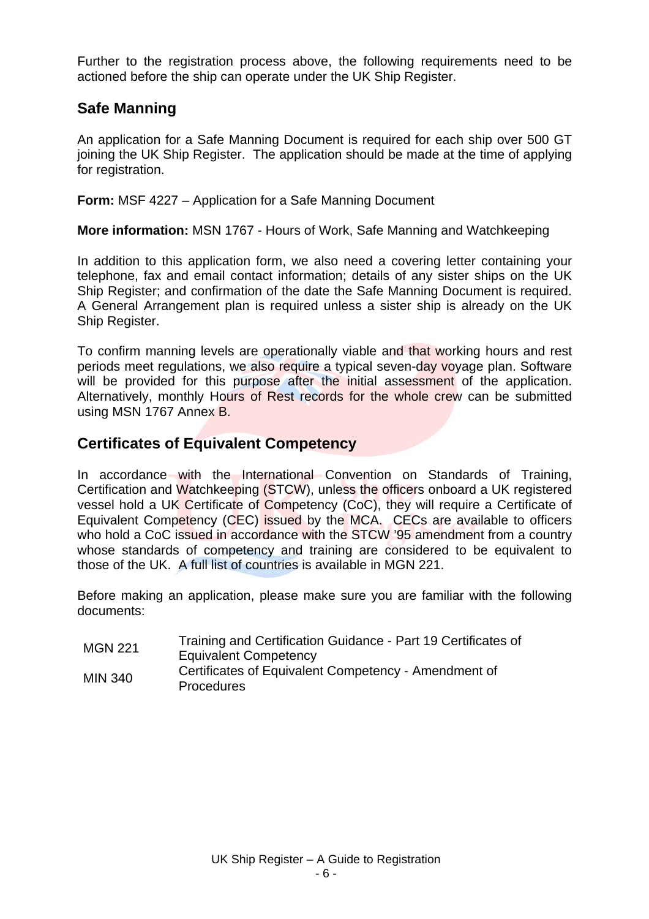Further to the registration process above, the following requirements need to be actioned before the ship can operate under the UK Ship Register.

## Safe Manning

An application for a Safe Manning Document is required for each ship over 500 GT joining the UK Ship Register. The application should be made at the time of applying for registration.

**Form:** MSF 4227 – Application for a Safe Manning Document

**More information:** MSN 1767 - Hours of Work, Safe Manning and Watchkeeping

In addition to this application form, we also need a covering letter containing your telephone, fax and email contact information; details of any sister ships on the UK Ship Register; and confirmation of the date the Safe Manning Document is required. A General Arrangement plan is required unless a sister ship is already on the UK Ship Register.

To confirm manning levels are operationally viable and that working hours and rest periods meet regulations, we also require a typical seven-day voyage plan. Software will be provided for this purpose after the initial assessment of the application. Alternatively, monthly Hours of Rest records for the whole crew can be submitted using MSN 1767 Annex B.

## Certificates of Equivalent Competency

In accordance with the International Convention on Standards of Training, Certification and Watchkeeping (STCW), unless the officers onboard a UK registered vessel hold a UK Certificate of Competency (CoC), they will require a Certificate of Equivalent Competency (CEC) issued by the MCA. CECs are available to officers who hold a CoC issued in accordance with the STCW '95 amendment from a country whose standards of competency and training are considered to be equivalent to those of the UK. A full list of countries is available in MGN 221.

Before making an application, please make sure you are familiar with the following documents:

| | |
|---|---|
| MGN 221 | Training and Certification Guidance - Part 19 Certificates of Equivalent Competency |
| MIN 340 | Certificates of Equivalent Competency - Amendment of Procedures |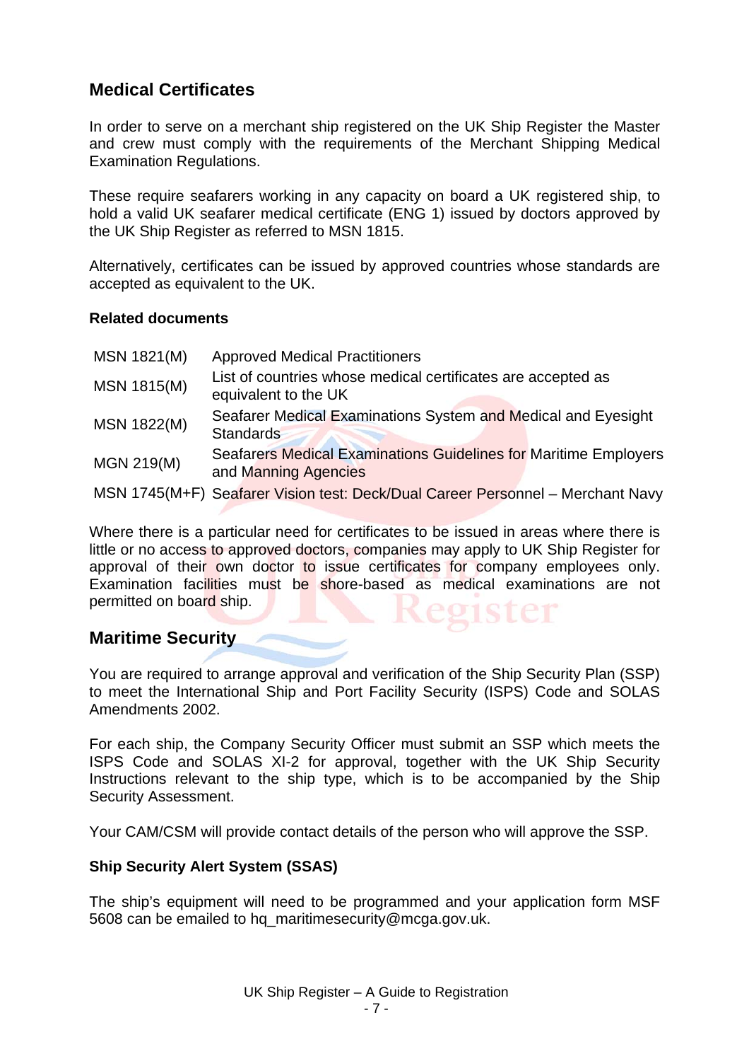## Medical Certificates

In order to serve on a merchant ship registered on the UK Ship Register the Master and crew must comply with the requirements of the Merchant Shipping Medical Examination Regulations.

These require seafarers working in any capacity on board a UK registered ship, to hold a valid UK seafarer medical certificate (ENG 1) issued by doctors approved by the UK Ship Register as referred to MSN 1815.

Alternatively, certificates can be issued by approved countries whose standards are accepted as equivalent to the UK.

### Related documents

| | |
|---|---|
| MSN 1821(M) | Approved Medical Practitioners |
| MSN 1815(M) | List of countries whose medical certificates are accepted as equivalent to the UK |
| MSN 1822(M) | Seafarer Medical Examinations System and Medical and Eyesight Standards |
| MGN 219(M) | Seafarers Medical Examinations Guidelines for Maritime Employers and Manning Agencies |
| MSN 1745(M+F) | Seafarer Vision test: Deck/Dual Career Personnel – Merchant Navy |

Where there is a particular need for certificates to be issued in areas where there is little or no access to approved doctors, companies may apply to UK Ship Register for approval of their own doctor to issue certificates for company employees only. Examination facilities must be shore-based as medical examinations are not permitted on board ship.

## Maritime Security

You are required to arrange approval and verification of the Ship Security Plan (SSP) to meet the International Ship and Port Facility Security (ISPS) Code and SOLAS Amendments 2002.

For each ship, the Company Security Officer must submit an SSP which meets the ISPS Code and SOLAS XI-2 for approval, together with the UK Ship Security Instructions relevant to the ship type, which is to be accompanied by the Ship Security Assessment.

Your CAM/CSM will provide contact details of the person who will approve the SSP.

### Ship Security Alert System (SSAS)

The ship's equipment will need to be programmed and your application form MSF 5608 can be emailed to hq_maritimesecurity@mcga.gov.uk.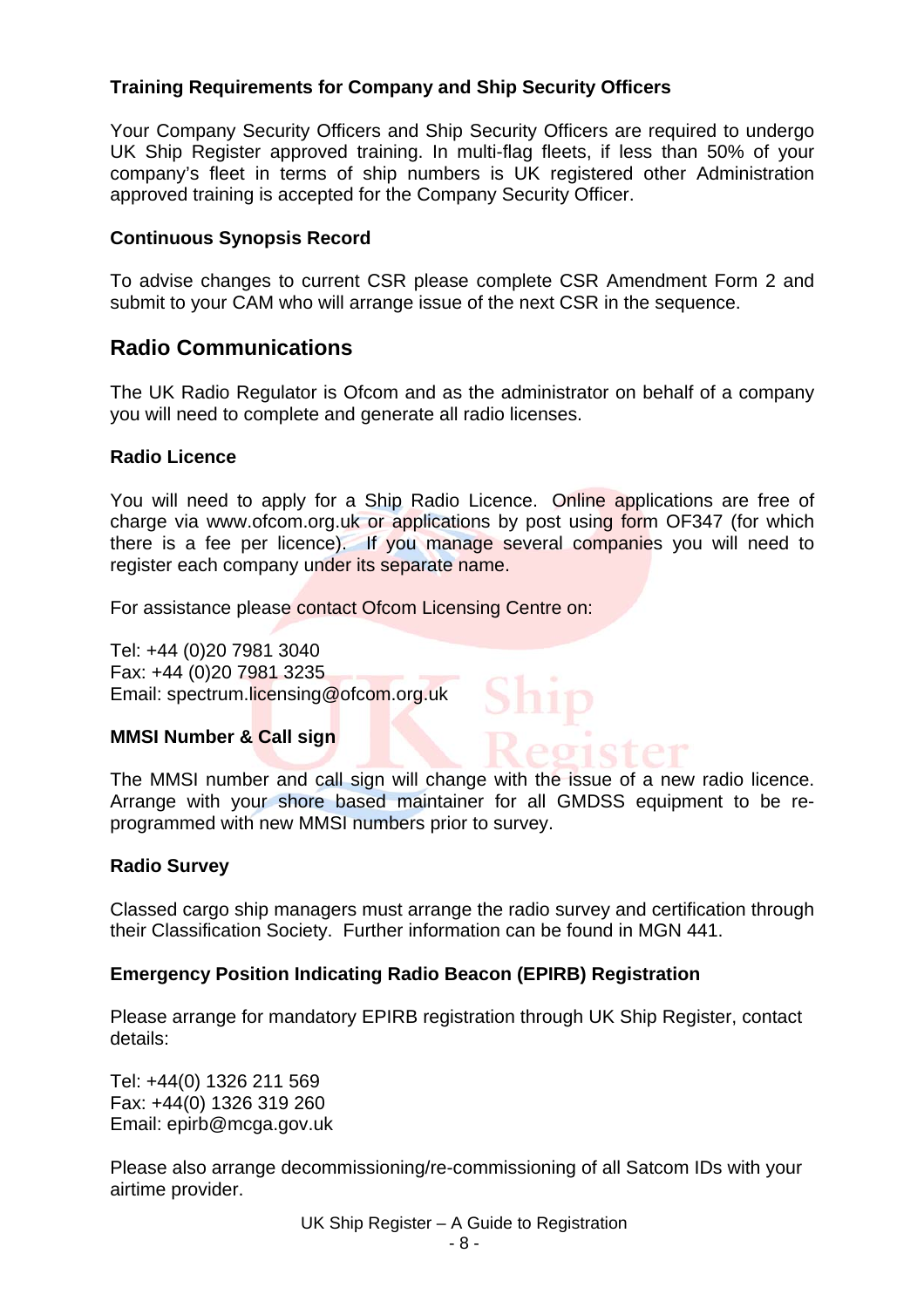### Training Requirements for Company and Ship Security Officers

Your Company Security Officers and Ship Security Officers are required to undergo UK Ship Register approved training. In multi-flag fleets, if less than 50% of your company's fleet in terms of ship numbers is UK registered other Administration approved training is accepted for the Company Security Officer.

### Continuous Synopsis Record

To advise changes to current CSR please complete CSR Amendment Form 2 and submit to your CAM who will arrange issue of the next CSR in the sequence.

## Radio Communications

The UK Radio Regulator is Ofcom and as the administrator on behalf of a company you will need to complete and generate all radio licenses.

### Radio Licence

You will need to apply for a Ship Radio Licence. Online applications are free of charge via www.ofcom.org.uk or applications by post using form OF347 (for which there is a fee per licence). If you manage several companies you will need to register each company under its separate name.

For assistance please contact Ofcom Licensing Centre on:

Tel: +44 (0)20 7981 3040
Fax: +44 (0)20 7981 3235
Email: spectrum.licensing@ofcom.org.uk

### MMSI Number & Call sign

The MMSI number and call sign will change with the issue of a new radio licence. Arrange with your shore based maintainer for all GMDSS equipment to be re-programmed with new MMSI numbers prior to survey.

### Radio Survey

Classed cargo ship managers must arrange the radio survey and certification through their Classification Society. Further information can be found in MGN 441.

### Emergency Position Indicating Radio Beacon (EPIRB) Registration

Please arrange for mandatory EPIRB registration through UK Ship Register, contact details:

Tel: +44(0) 1326 211 569
Fax: +44(0) 1326 319 260
Email: epirb@mcga.gov.uk

Please also arrange decommissioning/re-commissioning of all Satcom IDs with your airtime provider.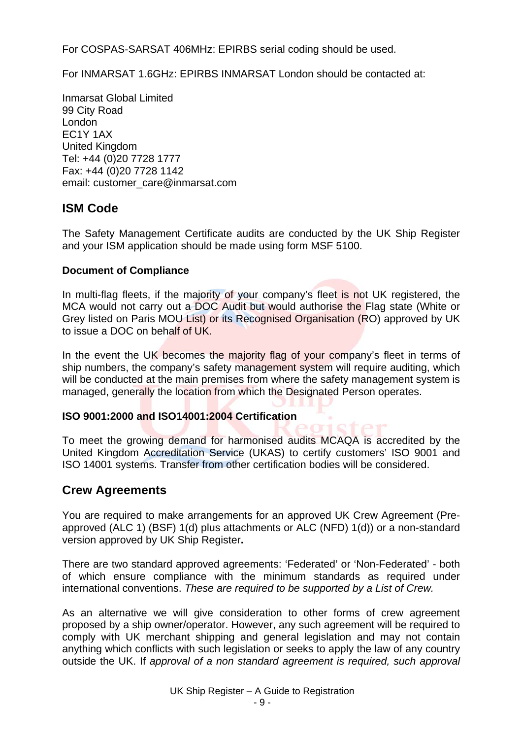For COSPAS-SARSAT 406MHz: EPIRBS serial coding should be used.

For INMARSAT 1.6GHz: EPIRBS INMARSAT London should be contacted at:

Inmarsat Global Limited
99 City Road
London
EC1Y 1AX
United Kingdom
Tel: +44 (0)20 7728 1777
Fax: +44 (0)20 7728 1142
email: customer_care@inmarsat.com

## ISM Code

The Safety Management Certificate audits are conducted by the UK Ship Register and your ISM application should be made using form MSF 5100.

### Document of Compliance

In multi-flag fleets, if the majority of your company's fleet is not UK registered, the MCA would not carry out a DOC Audit but would authorise the Flag state (White or Grey listed on Paris MOU List) or its Recognised Organisation (RO) approved by UK to issue a DOC on behalf of UK.

In the event the UK becomes the majority flag of your company's fleet in terms of ship numbers, the company's safety management system will require auditing, which will be conducted at the main premises from where the safety management system is managed, generally the location from which the Designated Person operates.

### ISO 9001:2000 and ISO14001:2004 Certification

To meet the growing demand for harmonised audits MCAQA is accredited by the United Kingdom Accreditation Service (UKAS) to certify customers' ISO 9001 and ISO 14001 systems. Transfer from other certification bodies will be considered.

## Crew Agreements

You are required to make arrangements for an approved UK Crew Agreement (Pre-approved (ALC 1) (BSF) 1(d) plus attachments or ALC (NFD) 1(d)) or a non-standard version approved by UK Ship Register**.**

There are two standard approved agreements: 'Federated' or 'Non-Federated' - both of which ensure compliance with the minimum standards as required under international conventions. *These are required to be supported by a List of Crew.*

As an alternative we will give consideration to other forms of crew agreement proposed by a ship owner/operator. However, any such agreement will be required to comply with UK merchant shipping and general legislation and may not contain anything which conflicts with such legislation or seeks to apply the law of any country outside the UK. If *approval of a non standard agreement is required, such approval*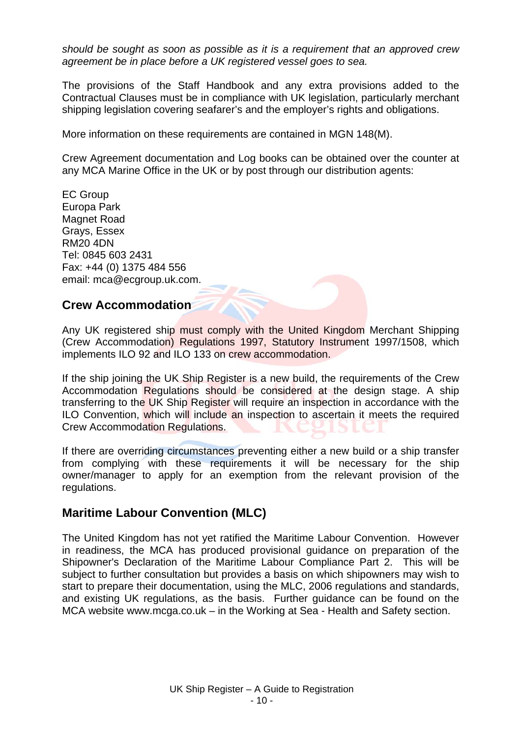*should be sought as soon as possible as it is a requirement that an approved crew agreement be in place before a UK registered vessel goes to sea.*

The provisions of the Staff Handbook and any extra provisions added to the Contractual Clauses must be in compliance with UK legislation, particularly merchant shipping legislation covering seafarer's and the employer's rights and obligations.

More information on these requirements are contained in MGN 148(M).

Crew Agreement documentation and Log books can be obtained over the counter at any MCA Marine Office in the UK or by post through our distribution agents:

EC Group
Europa Park
Magnet Road
Grays, Essex
RM20 4DN
Tel: 0845 603 2431
Fax: +44 (0) 1375 484 556
email: mca@ecgroup.uk.com.

## Crew Accommodation

Any UK registered ship must comply with the United Kingdom Merchant Shipping (Crew Accommodation) Regulations 1997, Statutory Instrument 1997/1508, which implements ILO 92 and ILO 133 on crew accommodation.

If the ship joining the UK Ship Register is a new build, the requirements of the Crew Accommodation Regulations should be considered at the design stage. A ship transferring to the UK Ship Register will require an inspection in accordance with the ILO Convention, which will include an inspection to ascertain it meets the required Crew Accommodation Regulations.

If there are overriding circumstances preventing either a new build or a ship transfer from complying with these requirements it will be necessary for the ship owner/manager to apply for an exemption from the relevant provision of the regulations.

## Maritime Labour Convention (MLC)

The United Kingdom has not yet ratified the Maritime Labour Convention. However in readiness, the MCA has produced provisional guidance on preparation of the Shipowner's Declaration of the Maritime Labour Compliance Part 2. This will be subject to further consultation but provides a basis on which shipowners may wish to start to prepare their documentation, using the MLC, 2006 regulations and standards, and existing UK regulations, as the basis. Further guidance can be found on the MCA website www.mcga.co.uk – in the Working at Sea - Health and Safety section.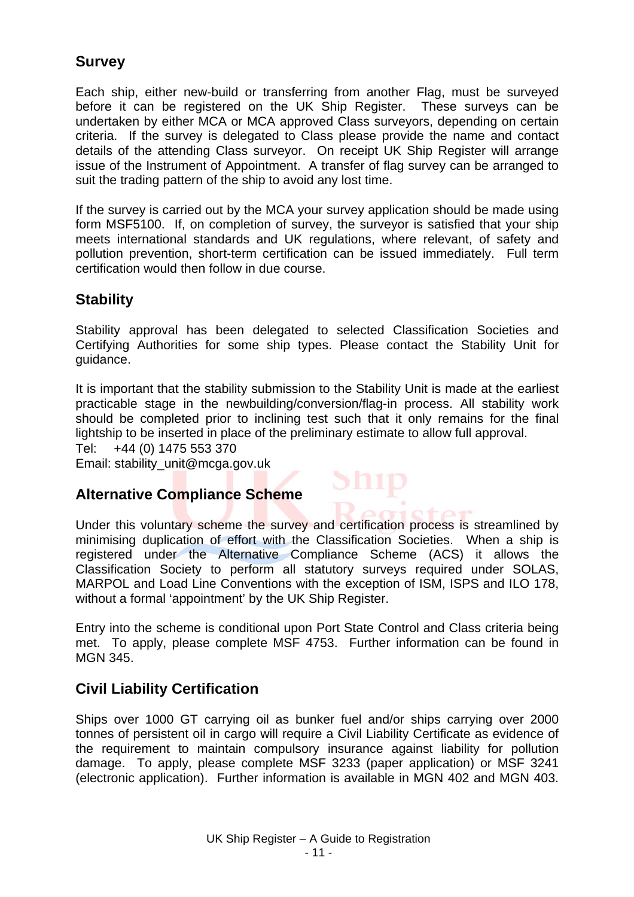## Survey

Each ship, either new-build or transferring from another Flag, must be surveyed before it can be registered on the UK Ship Register. These surveys can be undertaken by either MCA or MCA approved Class surveyors, depending on certain criteria. If the survey is delegated to Class please provide the name and contact details of the attending Class surveyor. On receipt UK Ship Register will arrange issue of the Instrument of Appointment. A transfer of flag survey can be arranged to suit the trading pattern of the ship to avoid any lost time.

If the survey is carried out by the MCA your survey application should be made using form MSF5100. If, on completion of survey, the surveyor is satisfied that your ship meets international standards and UK regulations, where relevant, of safety and pollution prevention, short-term certification can be issued immediately. Full term certification would then follow in due course.

## Stability

Stability approval has been delegated to selected Classification Societies and Certifying Authorities for some ship types. Please contact the Stability Unit for guidance.

It is important that the stability submission to the Stability Unit is made at the earliest practicable stage in the newbuilding/conversion/flag-in process. All stability work should be completed prior to inclining test such that it only remains for the final lightship to be inserted in place of the preliminary estimate to allow full approval.

Tel: +44 (0) 1475 553 370
Email: stability_unit@mcga.gov.uk

## Alternative Compliance Scheme

Under this voluntary scheme the survey and certification process is streamlined by minimising duplication of effort with the Classification Societies. When a ship is registered under the Alternative Compliance Scheme (ACS) it allows the Classification Society to perform all statutory surveys required under SOLAS, MARPOL and Load Line Conventions with the exception of ISM, ISPS and ILO 178, without a formal 'appointment' by the UK Ship Register.

Entry into the scheme is conditional upon Port State Control and Class criteria being met. To apply, please complete MSF 4753. Further information can be found in MGN 345.

## Civil Liability Certification

Ships over 1000 GT carrying oil as bunker fuel and/or ships carrying over 2000 tonnes of persistent oil in cargo will require a Civil Liability Certificate as evidence of the requirement to maintain compulsory insurance against liability for pollution damage. To apply, please complete MSF 3233 (paper application) or MSF 3241 (electronic application). Further information is available in MGN 402 and MGN 403.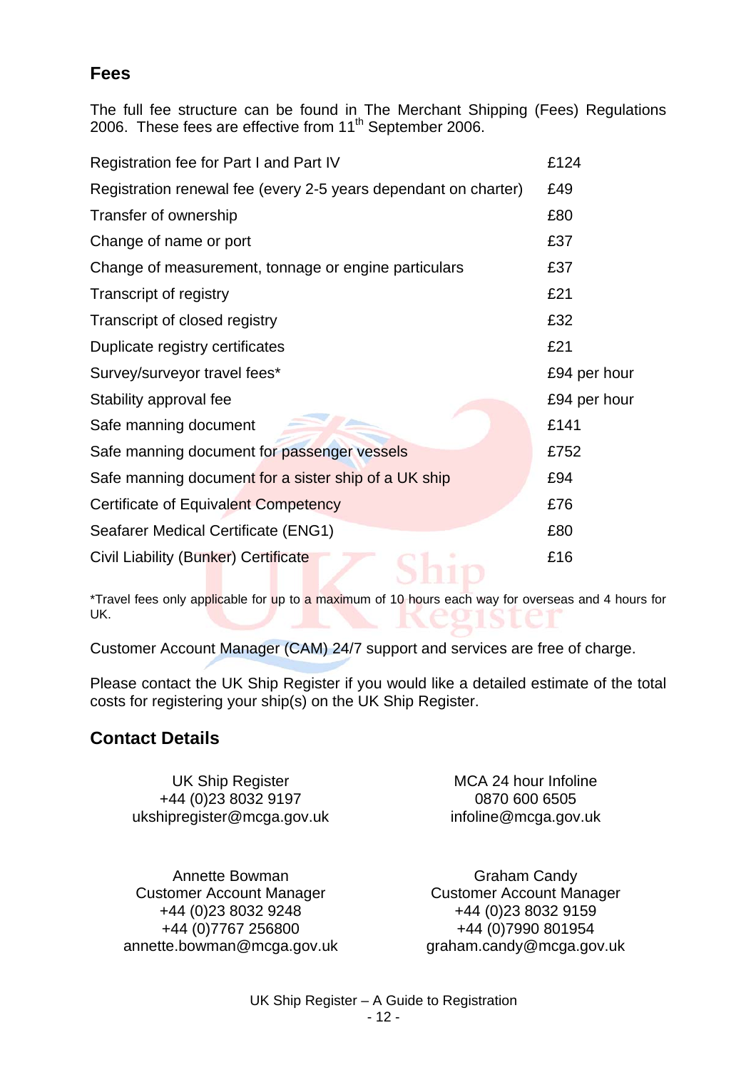## Fees

The full fee structure can be found in The Merchant Shipping (Fees) Regulations 2006. These fees are effective from 11th September 2006.

| | |
|---|---|
| Registration fee for Part I and Part IV | £124 |
| Registration renewal fee (every 2-5 years dependant on charter) | £49 |
| Transfer of ownership | £80 |
| Change of name or port | £37 |
| Change of measurement, tonnage or engine particulars | £37 |
| Transcript of registry | £21 |
| Transcript of closed registry | £32 |
| Duplicate registry certificates | £21 |
| Survey/surveyor travel fees* | £94 per hour |
| Stability approval fee | £94 per hour |
| Safe manning document | £141 |
| Safe manning document for passenger vessels | £752 |
| Safe manning document for a sister ship of a UK ship | £94 |
| Certificate of Equivalent Competency | £76 |
| Seafarer Medical Certificate (ENG1) | £80 |
| Civil Liability (Bunker) Certificate | £16 |

*Travel fees only applicable for up to a maximum of 10 hours each way for overseas and 4 hours for UK.

Customer Account Manager (CAM) 24/7 support and services are free of charge.

Please contact the UK Ship Register if you would like a detailed estimate of the total costs for registering your ship(s) on the UK Ship Register.

## Contact Details

UK Ship Register
+44 (0)23 8032 9197
ukshipregister@mcga.gov.uk

MCA 24 hour Infoline
0870 600 6505
infoline@mcga.gov.uk

Annette Bowman
Customer Account Manager
+44 (0)23 8032 9248
+44 (0)7767 256800
annette.bowman@mcga.gov.uk

Graham Candy
Customer Account Manager
+44 (0)23 8032 9159
+44 (0)7990 801954
graham.candy@mcga.gov.uk